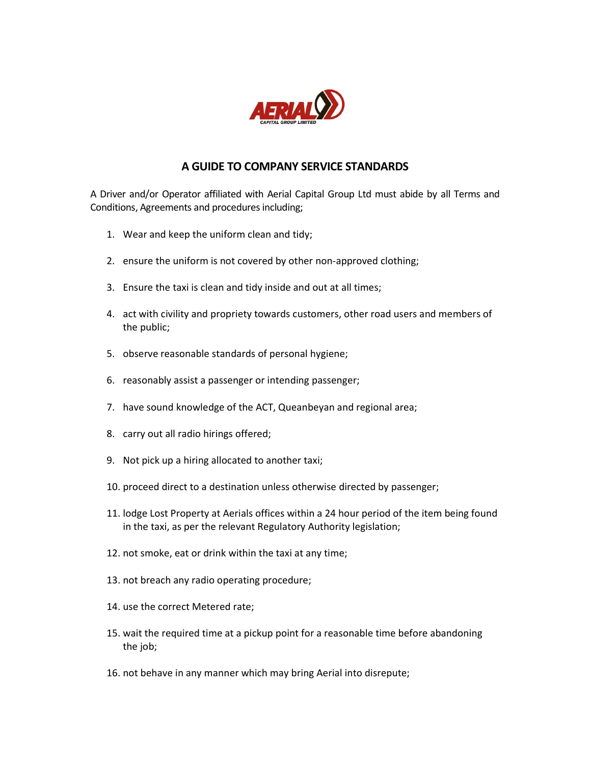AERIAL
CAPITAL GROUP LIMITED

## A GUIDE TO COMPANY SERVICE STANDARDS

A Driver and/or Operator affiliated with Aerial Capital Group Ltd must abide by all Terms and Conditions, Agreements and procedures including;

1. Wear and keep the uniform clean and tidy;
2. ensure the uniform is not covered by other non-approved clothing;
3. Ensure the taxi is clean and tidy inside and out at all times;
4. act with civility and propriety towards customers, other road users and members of the public;
5. observe reasonable standards of personal hygiene;
6. reasonably assist a passenger or intending passenger;
7. have sound knowledge of the ACT, Queanbeyan and regional area;
8. carry out all radio hirings offered;
9. Not pick up a hiring allocated to another taxi;
10. proceed direct to a destination unless otherwise directed by passenger;
11. lodge Lost Property at Aerials offices within a 24 hour period of the item being found in the taxi, as per the relevant Regulatory Authority legislation;
12. not smoke, eat or drink within the taxi at any time;
13. not breach any radio operating procedure;
14. use the correct Metered rate;
15. wait the required time at a pickup point for a reasonable time before abandoning the job;
16. not behave in any manner which may bring Aerial into disrepute;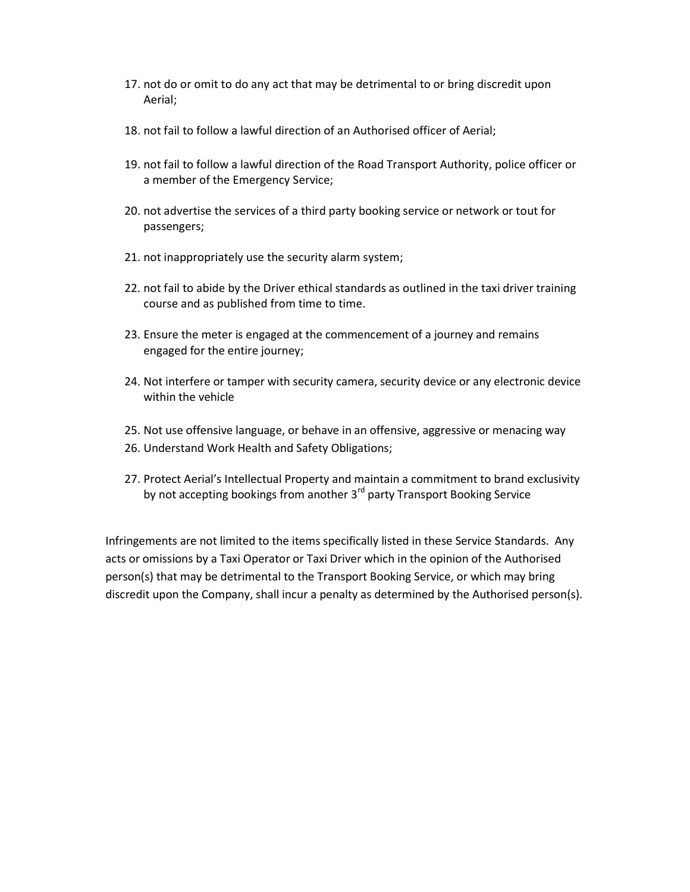17. not do or omit to do any act that may be detrimental to or bring discredit upon Aerial;

18. not fail to follow a lawful direction of an Authorised officer of Aerial;

19. not fail to follow a lawful direction of the Road Transport Authority, police officer or a member of the Emergency Service;

20. not advertise the services of a third party booking service or network or tout for passengers;

21. not inappropriately use the security alarm system;

22. not fail to abide by the Driver ethical standards as outlined in the taxi driver training course and as published from time to time.

23. Ensure the meter is engaged at the commencement of a journey and remains engaged for the entire journey;

24. Not interfere or tamper with security camera, security device or any electronic device within the vehicle

25. Not use offensive language, or behave in an offensive, aggressive or menacing way

26. Understand Work Health and Safety Obligations;

27. Protect Aerial's Intellectual Property and maintain a commitment to brand exclusivity by not accepting bookings from another 3rd party Transport Booking Service

Infringements are not limited to the items specifically listed in these Service Standards. Any acts or omissions by a Taxi Operator or Taxi Driver which in the opinion of the Authorised person(s) that may be detrimental to the Transport Booking Service, or which may bring discredit upon the Company, shall incur a penalty as determined by the Authorised person(s).